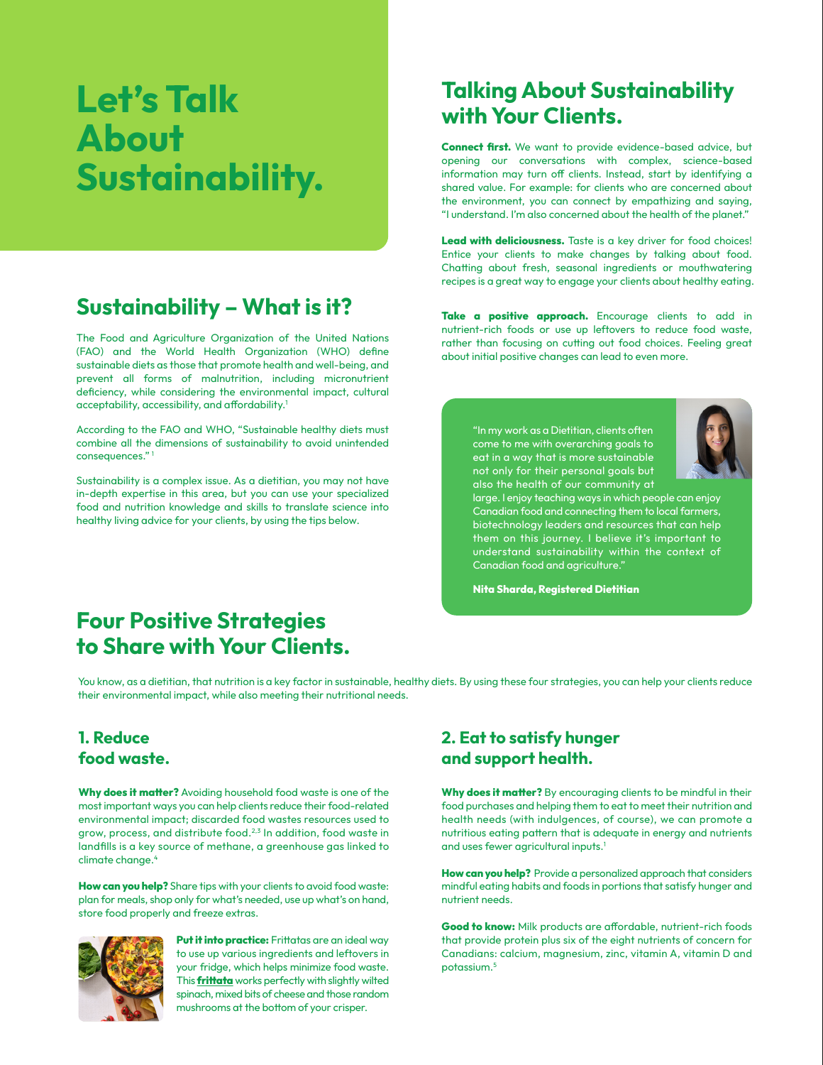# Let's Talk About Sustainability.

## Sustainability – What is it?

The Food and Agriculture Organization of the United Nations (FAO) and the World Health Organization (WHO) define sustainable diets as those that promote health and well-being, and prevent all forms of malnutrition, including micronutrient deficiency, while considering the environmental impact, cultural acceptability, accessibility, and affordability.[1]

According to the FAO and WHO, "Sustainable healthy diets must combine all the dimensions of sustainability to avoid unintended consequences."[1]

Sustainability is a complex issue. As a dietitian, you may not have in-depth expertise in this area, but you can use your specialized food and nutrition knowledge and skills to translate science into healthy living advice for your clients, by using the tips below.

## Talking About Sustainability with Your Clients.

**Connect first.** We want to provide evidence-based advice, but opening our conversations with complex, science-based information may turn off clients. Instead, start by identifying a shared value. For example: for clients who are concerned about the environment, you can connect by empathizing and saying, "I understand. I'm also concerned about the health of the planet."

**Lead with deliciousness.** Taste is a key driver for food choices! Entice your clients to make changes by talking about food. Chatting about fresh, seasonal ingredients or mouthwatering recipes is a great way to engage your clients about healthy eating.

**Take a positive approach.** Encourage clients to add in nutrient-rich foods or use up leftovers to reduce food waste, rather than focusing on cutting out food choices. Feeling great about initial positive changes can lead to even more.

"In my work as a Dietitian, clients often come to me with overarching goals to eat in a way that is more sustainable not only for their personal goals but also the health of our community at large. I enjoy teaching ways in which people can enjoy Canadian food and connecting them to local farmers, biotechnology leaders and resources that can help them on this journey. I believe it's important to understand sustainability within the context of Canadian food and agriculture."

**Nita Sharda, Registered Dietitian**

## Four Positive Strategies to Share with Your Clients.

You know, as a dietitian, that nutrition is a key factor in sustainable, healthy diets. By using these four strategies, you can help your clients reduce their environmental impact, while also meeting their nutritional needs.

### 1. Reduce food waste.

**Why does it matter?** Avoiding household food waste is one of the most important ways you can help clients reduce their food-related environmental impact; discarded food wastes resources used to grow, process, and distribute food.[2,3] In addition, food waste in landfills is a key source of methane, a greenhouse gas linked to climate change.[4]

**How can you help?** Share tips with your clients to avoid food waste: plan for meals, shop only for what's needed, use up what's on hand, store food properly and freeze extras.

**Put it into practice:** Frittatas are an ideal way to use up various ingredients and leftovers in your fridge, which helps minimize food waste. This **frittata** works perfectly with slightly wilted spinach, mixed bits of cheese and those random mushrooms at the bottom of your crisper.

### 2. Eat to satisfy hunger and support health.

**Why does it matter?** By encouraging clients to be mindful in their food purchases and helping them to eat to meet their nutrition and health needs (with indulgences, of course), we can promote a nutritious eating pattern that is adequate in energy and nutrients and uses fewer agricultural inputs.[1]

**How can you help?** Provide a personalized approach that considers mindful eating habits and foods in portions that satisfy hunger and nutrient needs.

**Good to know:** Milk products are affordable, nutrient-rich foods that provide protein plus six of the eight nutrients of concern for Canadians: calcium, magnesium, zinc, vitamin A, vitamin D and potassium.[5]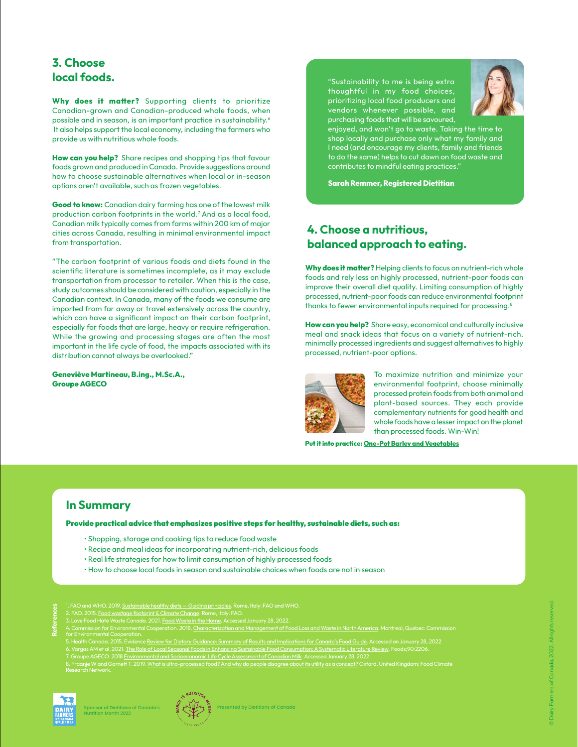## 3. Choose local foods.

**Why does it matter?** Supporting clients to prioritize Canadian-grown and Canadian-produced whole foods, when possible and in season, is an important practice in sustainability.[6] It also helps support the local economy, including the farmers who provide us with nutritious whole foods.

**How can you help?** Share recipes and shopping tips that favour foods grown and produced in Canada. Provide suggestions around how to choose sustainable alternatives when local or in-season options aren't available, such as frozen vegetables.

**Good to know:** Canadian dairy farming has one of the lowest milk production carbon footprints in the world.[7] And as a local food, Canadian milk typically comes from farms within 200 km of major cities across Canada, resulting in minimal environmental impact from transportation.

"The carbon footprint of various foods and diets found in the scientific literature is sometimes incomplete, as it may exclude transportation from processor to retailer. When this is the case, study outcomes should be considered with caution, especially in the Canadian context. In Canada, many of the foods we consume are imported from far away or travel extensively across the country, which can have a significant impact on their carbon footprint, especially for foods that are large, heavy or require refrigeration. While the growing and processing stages are often the most important in the life cycle of food, the impacts associated with its distribution cannot always be overlooked."

**Geneviève Martineau, B.ing., M.Sc.A., Groupe AGECO**

"Sustainability to me is being extra thoughtful in my food choices, prioritizing local food producers and vendors whenever possible, and purchasing foods that will be savoured, enjoyed, and won't go to waste. Taking the time to shop locally and purchase only what my family and I need (and encourage my clients, family and friends to do the same) helps to cut down on food waste and contributes to mindful eating practices."

**Sarah Remmer, Registered Dietitian**

## 4. Choose a nutritious, balanced approach to eating.

**Why does it matter?** Helping clients to focus on nutrient-rich whole foods and rely less on highly processed, nutrient-poor foods can improve their overall diet quality. Limiting consumption of highly processed, nutrient-poor foods can reduce environmental footprint thanks to fewer environmental inputs required for processing.[8]

**How can you help?** Share easy, economical and culturally inclusive meal and snack ideas that focus on a variety of nutrient-rich, minimally processed ingredients and suggest alternatives to highly processed, nutrient-poor options.

To maximize nutrition and minimize your environmental footprint, choose minimally processed protein foods from both animal and plant-based sources. They each provide complementary nutrients for good health and whole foods have a lesser impact on the planet than processed foods. Win-Win!

**Put it into practice:** One-Pot Barley and Vegetables

## In Summary

**Provide practical advice that emphasizes positive steps for healthy, sustainable diets, such as:**

- Shopping, storage and cooking tips to reduce food waste
- Recipe and meal ideas for incorporating nutrient-rich, delicious foods
- Real life strategies for how to limit consumption of highly processed foods
- How to choose local foods in season and sustainable choices when foods are not in season

**References**

1. FAO and WHO. 2019. Sustainable healthy diets — Guiding principles. Rome, Italy: FAO and WHO.
2. FAO. 2015. Food wastage footprint & Climate Change. Rome, Italy: FAO.
3. Love Food Hate Waste Canada. 2021. Food Waste in the Home. Accessed January 28, 2022.
4. Commission for Environmental Cooperation. 2018. Characterization and Management of Food Loss and Waste in North America. Montreal, Quebec: Commission for Environmental Cooperation.
5. Health Canada. 2015. Evidence Review for Dietary Guidance: Summary of Results and Implications for Canada's Food Guide. Accessed on January 28, 2022
6. Vargas AM et al. 2021. The Role of Local Seasonal Foods in Enhancing Sustainable Food Consumption: A Systematic Literature Review. Foods;90:2206.
7. Groupe AGECO. 2018 Environmental and Socioeconomic Life Cycle Assessment of Canadian Milk. Accessed January 28, 2022.
8. Fraanje W and Garnett T. 2019. What is ultra-processed food? And why do people disagree about its utility as a concept? Oxford, United Kingdom: Food Climate Research Network.

Sponsor of Dietitians of Canada's Nutrition Month 2022

Presented by Dietitians of Canada

© Dairy Farmers of Canada, 2022. All rights reserved.